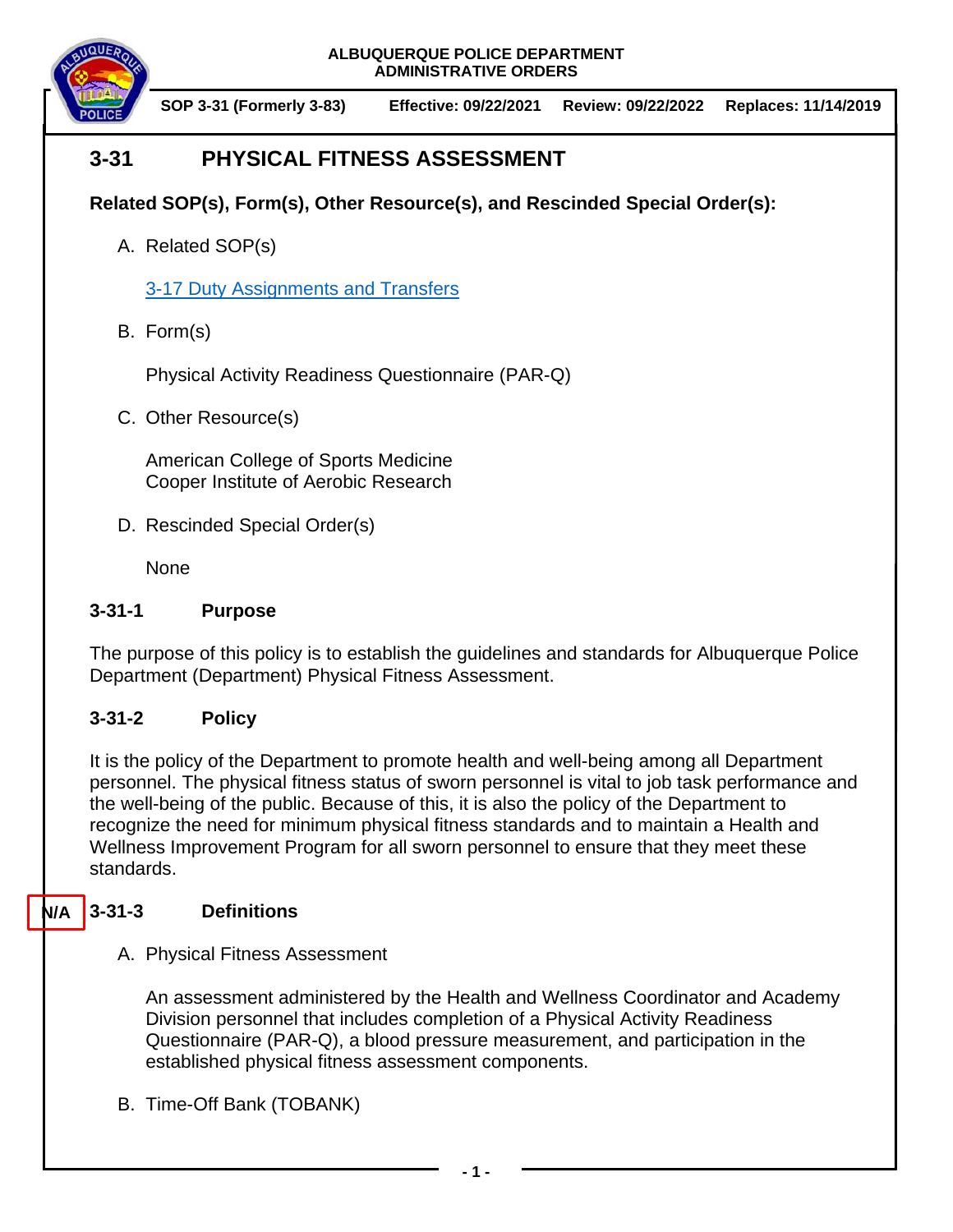**ALBUQUERQUE POLICE DEPARTMENT**
**ADMINISTRATIVE ORDERS**

**SOP 3-31 (Formerly 3-83)** **Effective: 09/22/2021** **Review: 09/22/2022** **Replaces: 11/14/2019**

# 3-31 PHYSICAL FITNESS ASSESSMENT

**Related SOP(s), Form(s), Other Resource(s), and Rescinded Special Order(s):**

A. Related SOP(s)

   3-17 Duty Assignments and Transfers

B. Form(s)

   Physical Activity Readiness Questionnaire (PAR-Q)

C. Other Resource(s)

   American College of Sports Medicine
   Cooper Institute of Aerobic Research

D. Rescinded Special Order(s)

   None

## 3-31-1 Purpose

The purpose of this policy is to establish the guidelines and standards for Albuquerque Police Department (Department) Physical Fitness Assessment.

## 3-31-2 Policy

It is the policy of the Department to promote health and well-being among all Department personnel. The physical fitness status of sworn personnel is vital to job task performance and the well-being of the public. Because of this, it is also the policy of the Department to recognize the need for minimum physical fitness standards and to maintain a Health and Wellness Improvement Program for all sworn personnel to ensure that they meet these standards.

N/A

## 3-31-3 Definitions

A. Physical Fitness Assessment

   An assessment administered by the Health and Wellness Coordinator and Academy Division personnel that includes completion of a Physical Activity Readiness Questionnaire (PAR-Q), a blood pressure measurement, and participation in the established physical fitness assessment components.

B. Time-Off Bank (TOBANK)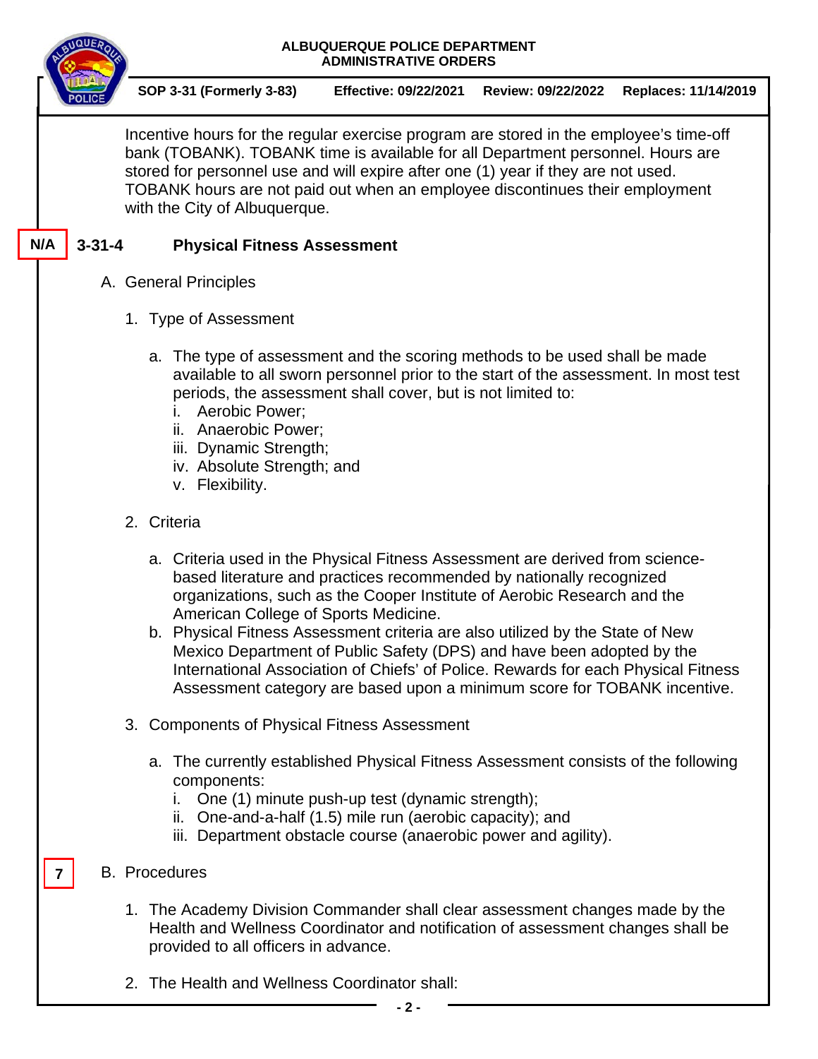Incentive hours for the regular exercise program are stored in the employee's time-off bank (TOBANK). TOBANK time is available for all Department personnel. Hours are stored for personnel use and will expire after one (1) year if they are not used. TOBANK hours are not paid out when an employee discontinues their employment with the City of Albuquerque.

N/A

## 3-31-4 Physical Fitness Assessment

A. General Principles

1. Type of Assessment

   a. The type of assessment and the scoring methods to be used shall be made available to all sworn personnel prior to the start of the assessment. In most test periods, the assessment shall cover, but is not limited to:
      i. Aerobic Power;
      ii. Anaerobic Power;
      iii. Dynamic Strength;
      iv. Absolute Strength; and
      v. Flexibility.

2. Criteria

   a. Criteria used in the Physical Fitness Assessment are derived from science-based literature and practices recommended by nationally recognized organizations, such as the Cooper Institute of Aerobic Research and the American College of Sports Medicine.
   b. Physical Fitness Assessment criteria are also utilized by the State of New Mexico Department of Public Safety (DPS) and have been adopted by the International Association of Chiefs' of Police. Rewards for each Physical Fitness Assessment category are based upon a minimum score for TOBANK incentive.

3. Components of Physical Fitness Assessment

   a. The currently established Physical Fitness Assessment consists of the following components:
      i. One (1) minute push-up test (dynamic strength);
      ii. One-and-a-half (1.5) mile run (aerobic capacity); and
      iii. Department obstacle course (anaerobic power and agility).

7

B. Procedures

1. The Academy Division Commander shall clear assessment changes made by the Health and Wellness Coordinator and notification of assessment changes shall be provided to all officers in advance.

2. The Health and Wellness Coordinator shall: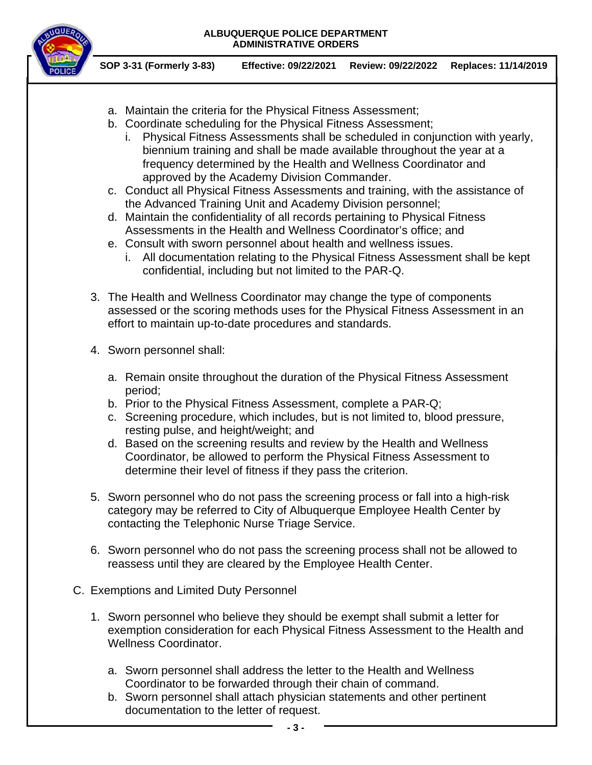a. Maintain the criteria for the Physical Fitness Assessment;
b. Coordinate scheduling for the Physical Fitness Assessment;
   i. Physical Fitness Assessments shall be scheduled in conjunction with yearly, biennium training and shall be made available throughout the year at a frequency determined by the Health and Wellness Coordinator and approved by the Academy Division Commander.
c. Conduct all Physical Fitness Assessments and training, with the assistance of the Advanced Training Unit and Academy Division personnel;
d. Maintain the confidentiality of all records pertaining to Physical Fitness Assessments in the Health and Wellness Coordinator's office; and
e. Consult with sworn personnel about health and wellness issues.
   i. All documentation relating to the Physical Fitness Assessment shall be kept confidential, including but not limited to the PAR-Q.

3. The Health and Wellness Coordinator may change the type of components assessed or the scoring methods uses for the Physical Fitness Assessment in an effort to maintain up-to-date procedures and standards.

4. Sworn personnel shall:

   a. Remain onsite throughout the duration of the Physical Fitness Assessment period;
   b. Prior to the Physical Fitness Assessment, complete a PAR-Q;
   c. Screening procedure, which includes, but is not limited to, blood pressure, resting pulse, and height/weight; and
   d. Based on the screening results and review by the Health and Wellness Coordinator, be allowed to perform the Physical Fitness Assessment to determine their level of fitness if they pass the criterion.

5. Sworn personnel who do not pass the screening process or fall into a high-risk category may be referred to City of Albuquerque Employee Health Center by contacting the Telephonic Nurse Triage Service.

6. Sworn personnel who do not pass the screening process shall not be allowed to reassess until they are cleared by the Employee Health Center.

C. Exemptions and Limited Duty Personnel

1. Sworn personnel who believe they should be exempt shall submit a letter for exemption consideration for each Physical Fitness Assessment to the Health and Wellness Coordinator.

   a. Sworn personnel shall address the letter to the Health and Wellness Coordinator to be forwarded through their chain of command.
   b. Sworn personnel shall attach physician statements and other pertinent documentation to the letter of request.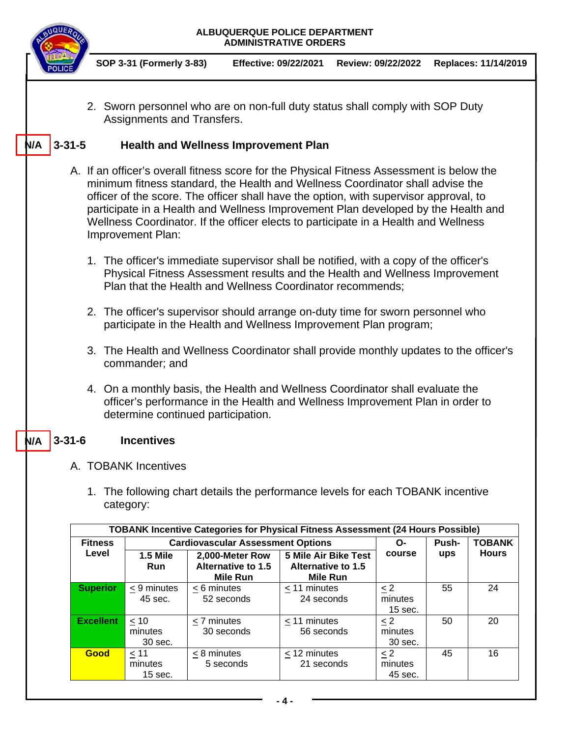2. Sworn personnel who are on non-full duty status shall comply with SOP Duty Assignments and Transfers.

## N/A 3-31-5 Health and Wellness Improvement Plan

A. If an officer's overall fitness score for the Physical Fitness Assessment is below the minimum fitness standard, the Health and Wellness Coordinator shall advise the officer of the score. The officer shall have the option, with supervisor approval, to participate in a Health and Wellness Improvement Plan developed by the Health and Wellness Coordinator. If the officer elects to participate in a Health and Wellness Improvement Plan:

1. The officer's immediate supervisor shall be notified, with a copy of the officer's Physical Fitness Assessment results and the Health and Wellness Improvement Plan that the Health and Wellness Coordinator recommends;

2. The officer's supervisor should arrange on-duty time for sworn personnel who participate in the Health and Wellness Improvement Plan program;

3. The Health and Wellness Coordinator shall provide monthly updates to the officer's commander; and

4. On a monthly basis, the Health and Wellness Coordinator shall evaluate the officer's performance in the Health and Wellness Improvement Plan in order to determine continued participation.

## N/A 3-31-6 Incentives

A. TOBANK Incentives

1. The following chart details the performance levels for each TOBANK incentive category:

| TOBANK Incentive Categories for Physical Fitness Assessment (24 Hours Possible) | | | | | | |
|---|---|---|---|---|---|---|
| Fitness Level | Cardiovascular Assessment Options | | | O-course | Push-ups | TOBANK Hours |
| | 1.5 Mile Run | 2,000-Meter Row Alternative to 1.5 Mile Run | 5 Mile Air Bike Test Alternative to 1.5 Mile Run | | | |
| **Superior** | ≤ 9 minutes 45 sec. | ≤ 6 minutes 52 seconds | ≤ 11 minutes 24 seconds | ≤ 2 minutes 15 sec. | 55 | 24 |
| **Excellent** | ≤ 10 minutes 30 sec. | ≤ 7 minutes 30 seconds | ≤ 11 minutes 56 seconds | ≤ 2 minutes 30 sec. | 50 | 20 |
| **Good** | ≤ 11 minutes 15 sec. | ≤ 8 minutes 5 seconds | ≤ 12 minutes 21 seconds | ≤ 2 minutes 45 sec. | 45 | 16 |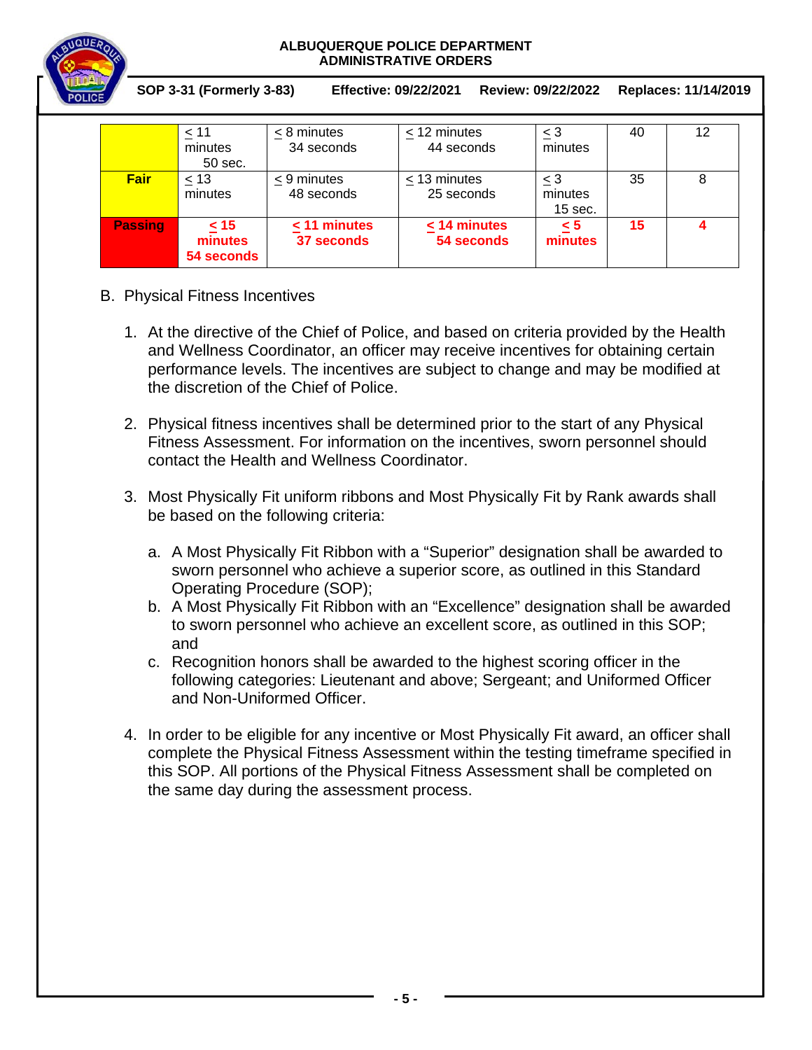| | | | | | | |
|---|---|---|---|---|---|---|
| | ≤ 11 minutes 50 sec. | ≤ 8 minutes 34 seconds | ≤ 12 minutes 44 seconds | ≤ 3 minutes | 40 | 12 |
| **Fair** | ≤ 13 minutes | ≤ 9 minutes 48 seconds | ≤ 13 minutes 25 seconds | ≤ 3 minutes 15 sec. | 35 | 8 |
| **Passing** | **≤ 15 minutes 54 seconds** | **≤ 11 minutes 37 seconds** | **≤ 14 minutes 54 seconds** | **≤ 5 minutes** | **15** | **4** |

B. Physical Fitness Incentives

1. At the directive of the Chief of Police, and based on criteria provided by the Health and Wellness Coordinator, an officer may receive incentives for obtaining certain performance levels. The incentives are subject to change and may be modified at the discretion of the Chief of Police.

2. Physical fitness incentives shall be determined prior to the start of any Physical Fitness Assessment. For information on the incentives, sworn personnel should contact the Health and Wellness Coordinator.

3. Most Physically Fit uniform ribbons and Most Physically Fit by Rank awards shall be based on the following criteria:

   a. A Most Physically Fit Ribbon with a "Superior" designation shall be awarded to sworn personnel who achieve a superior score, as outlined in this Standard Operating Procedure (SOP);
   b. A Most Physically Fit Ribbon with an "Excellence" designation shall be awarded to sworn personnel who achieve an excellent score, as outlined in this SOP; and
   c. Recognition honors shall be awarded to the highest scoring officer in the following categories: Lieutenant and above; Sergeant; and Uniformed Officer and Non-Uniformed Officer.

4. In order to be eligible for any incentive or Most Physically Fit award, an officer shall complete the Physical Fitness Assessment within the testing timeframe specified in this SOP. All portions of the Physical Fitness Assessment shall be completed on the same day during the assessment process.